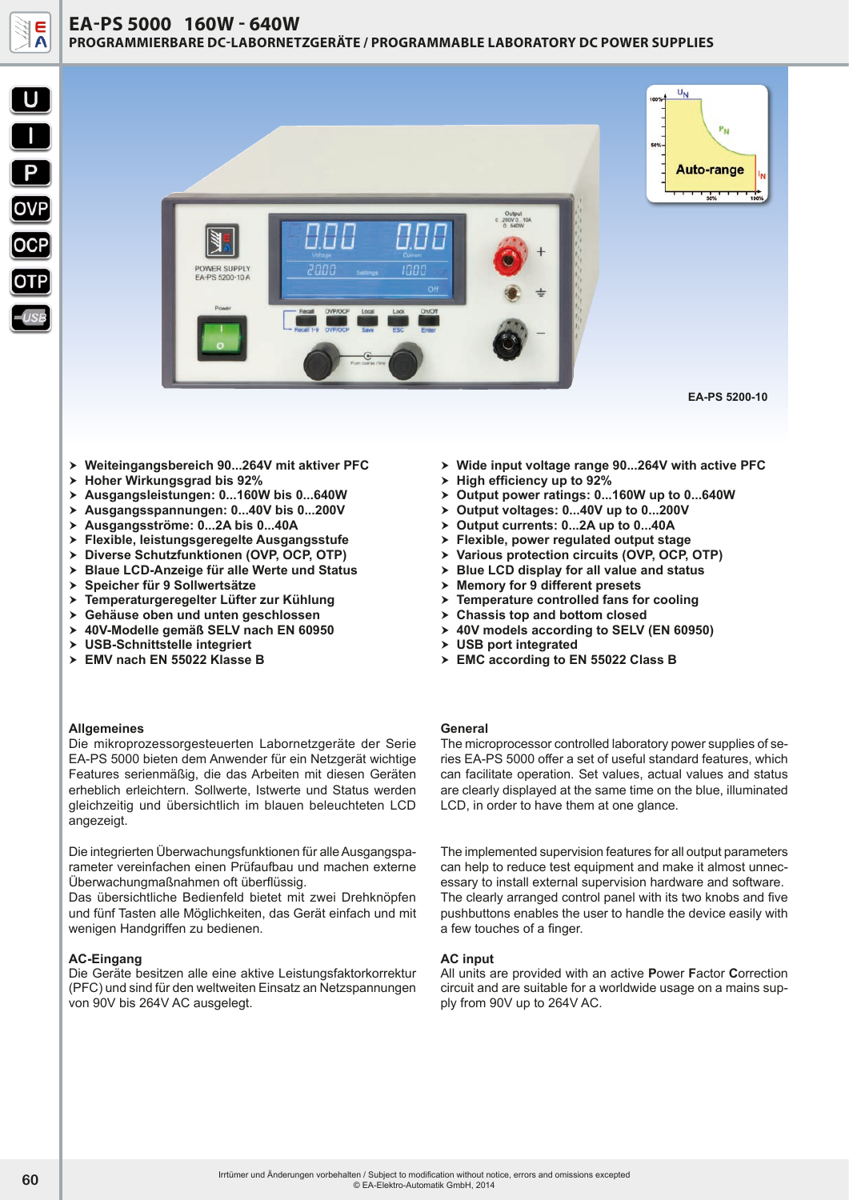# EA-PS 5000 160W - 640W

## PROGRAMMIERBARE DC-LABORNETZGERÄTE / PROGRAMMABLE LABORATORY DC POWER SUPPLIES

EA-PS 5200-10

- Weiteingangsbereich 90...264V mit aktiver PFC
- Hoher Wirkungsgrad bis 92%
- Ausgangsleistungen: 0...160W bis 0...640W
- Ausgangsspannungen: 0...40V bis 0...200V
- Ausgangsströme: 0...2A bis 0...40A
- Flexible, leistungsgeregelte Ausgangsstufe
- Diverse Schutzfunktionen (OVP, OCP, OTP)
- Blaue LCD-Anzeige für alle Werte und Status
- Speicher für 9 Sollwertsätze
- Temperaturgeregelter Lüfter zur Kühlung
- Gehäuse oben und unten geschlossen
- 40V-Modelle gemäß SELV nach EN 60950
- USB-Schnittstelle integriert
- EMV nach EN 55022 Klasse B

- Wide input voltage range 90...264V with active PFC
- High efficiency up to 92%
- Output power ratings: 0...160W up to 0...640W
- Output voltages: 0...40V up to 0...200V
- Output currents: 0...2A up to 0...40A
- Flexible, power regulated output stage
- Various protection circuits (OVP, OCP, OTP)
- Blue LCD display for all value and status
- Memory for 9 different presets
- Temperature controlled fans for cooling
- Chassis top and bottom closed
- 40V models according to SELV (EN 60950)
- USB port integrated
- EMC according to EN 55022 Class B

### Allgemeines

Die mikroprozessorgesteuerten Labornetzgeräte der Serie EA-PS 5000 bieten dem Anwender für ein Netzgerät wichtige Features serienmäßig, die das Arbeiten mit diesen Geräten erheblich erleichtern. Sollwerte, Istwerte und Status werden gleichzeitig und übersichtlich im blauen beleuchteten LCD angezeigt.

Die integrierten Überwachungsfunktionen für alle Ausgangsparameter vereinfachen einen Prüfaufbau und machen externe Überwachungmaßnahmen oft überflüssig.
Das übersichtliche Bedienfeld bietet mit zwei Drehknöpfen und fünf Tasten alle Möglichkeiten, das Gerät einfach und mit wenigen Handgriffen zu bedienen.

### AC-Eingang

Die Geräte besitzen alle eine aktive Leistungsfaktorkorrektur (PFC) und sind für den weltweiten Einsatz an Netzspannungen von 90V bis 264V AC ausgelegt.

### General

The microprocessor controlled laboratory power supplies of series EA-PS 5000 offer a set of useful standard features, which can facilitate operation. Set values, actual values and status are clearly displayed at the same time on the blue, illuminated LCD, in order to have them at one glance.

The implemented supervision features for all output parameters can help to reduce test equipment and make it almost unnecessary to install external supervision hardware and software.
The clearly arranged control panel with its two knobs and five pushbuttons enables the user to handle the device easily with a few touches of a finger.

### AC input

All units are provided with an active **P**ower **F**actor **C**orrection circuit and are suitable for a worldwide usage on a mains supply from 90V up to 264V AC.

Irrtümer und Änderungen vorbehalten / Subject to modification without notice, errors and omissions excepted
© EA-Elektro-Automatik GmbH, 2014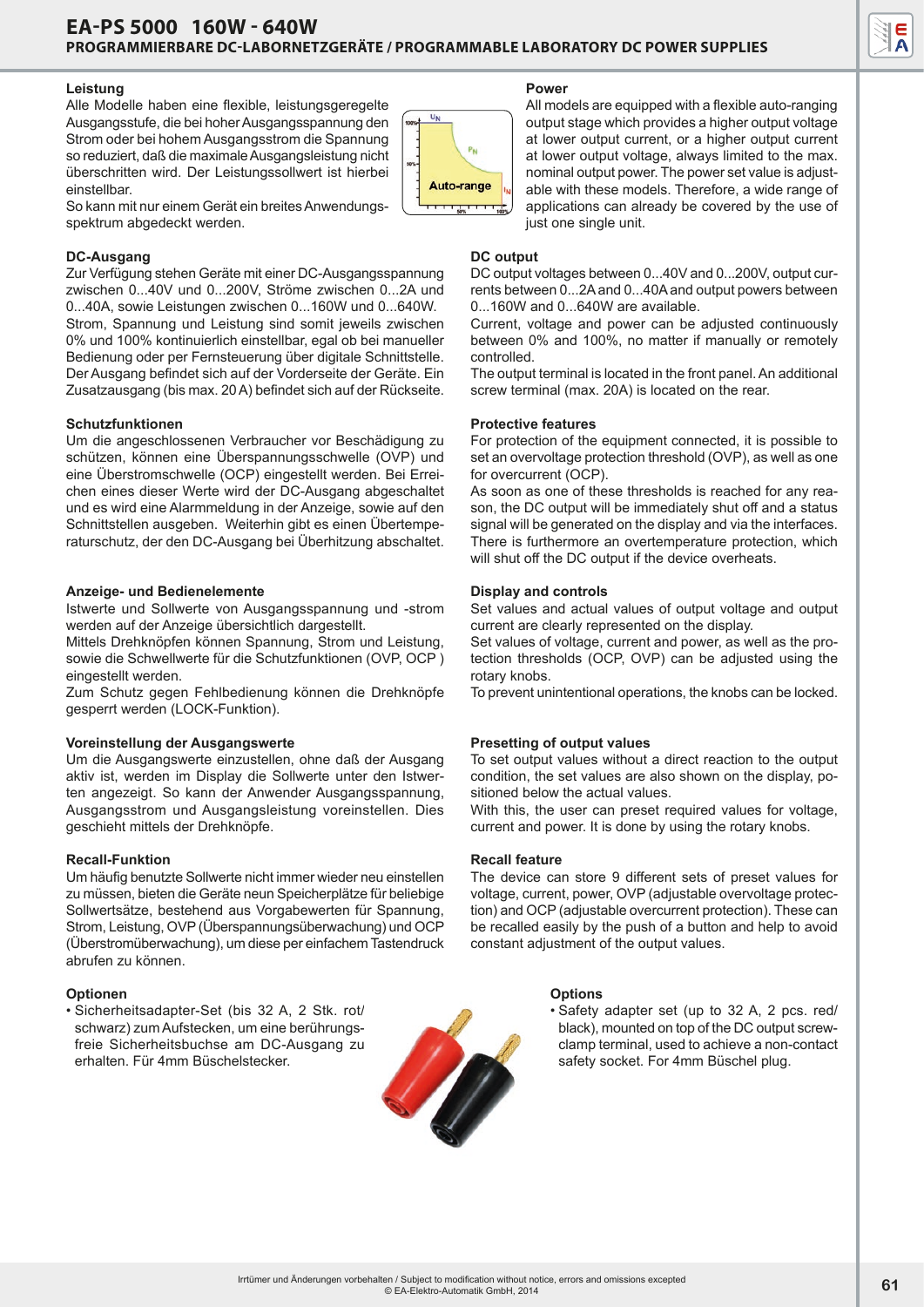## EA-PS 5000 160W - 640W

### PROGRAMMIERBARE DC-LABORNETZGERÄTE / PROGRAMMABLE LABORATORY DC POWER SUPPLIES

**Leistung**

Alle Modelle haben eine flexible, leistungsgeregelte Ausgangsstufe, die bei hoher Ausgangsspannung den Strom oder bei hohem Ausgangsstrom die Spannung so reduziert, daß die maximale Ausgangsleistung nicht überschritten wird. Der Leistungssollwert ist hierbei einstellbar.
So kann mit nur einem Gerät ein breites Anwendungsspektrum abgedeckt werden.

**Power**

All models are equipped with a flexible auto-ranging output stage which provides a higher output voltage at lower output current, or a higher output current at lower output voltage, always limited to the max. nominal output power. The power set value is adjustable with these models. Therefore, a wide range of applications can already be covered by the use of just one single unit.

**DC-Ausgang**

Zur Verfügung stehen Geräte mit einer DC-Ausgangsspannung zwischen 0...40V und 0...200V, Ströme zwischen 0...2A und 0...40A, sowie Leistungen zwischen 0...160W und 0...640W.
Strom, Spannung und Leistung sind somit jeweils zwischen 0% und 100% kontinuierlich einstellbar, egal ob bei manueller Bedienung oder per Fernsteuerung über digitale Schnittstelle. Der Ausgang befindet sich auf der Vorderseite der Geräte. Ein Zusatzausgang (bis max. 20 A) befindet sich auf der Rückseite.

**DC output**

DC output voltages between 0...40V and 0...200V, output currents between 0...2A and 0...40A and output powers between 0...160W and 0...640W are available.
Current, voltage and power can be adjusted continuously between 0% and 100%, no matter if manually or remotely controlled.
The output terminal is located in the front panel. An additional screw terminal (max. 20A) is located on the rear.

**Schutzfunktionen**

Um die angeschlossenen Verbraucher vor Beschädigung zu schützen, können eine Überspannungsschwelle (OVP) und eine Überstromschwelle (OCP) eingestellt werden. Bei Erreichen eines dieser Werte wird der DC-Ausgang abgeschaltet und es wird eine Alarmmeldung in der Anzeige, sowie auf den Schnittstellen ausgeben. Weiterhin gibt es einen Übertemperaturschutz, der den DC-Ausgang bei Überhitzung abschaltet.

**Protective features**

For protection of the equipment connected, it is possible to set an overvoltage protection threshold (OVP), as well as one for overcurrent (OCP).
As soon as one of these thresholds is reached for any reason, the DC output will be immediately shut off and a status signal will be generated on the display and via the interfaces. There is furthermore an overtemperature protection, which will shut off the DC output if the device overheats.

**Anzeige- und Bedienelemente**

Istwerte und Sollwerte von Ausgangsspannung und -strom werden auf der Anzeige übersichtlich dargestellt.
Mittels Drehknöpfen können Spannung, Strom und Leistung, sowie die Schwellwerte für die Schutzfunktionen (OVP, OCP ) eingestellt werden.
Zum Schutz gegen Fehlbedienung können die Drehknöpfe gesperrt werden (LOCK-Funktion).

**Display and controls**

Set values and actual values of output voltage and output current are clearly represented on the display.
Set values of voltage, current and power, as well as the protection thresholds (OCP, OVP) can be adjusted using the rotary knobs.
To prevent unintentional operations, the knobs can be locked.

**Voreinstellung der Ausgangswerte**

Um die Ausgangswerte einzustellen, ohne daß der Ausgang aktiv ist, werden im Display die Sollwerte unter den Istwerten angezeigt. So kann der Anwender Ausgangsspannung, Ausgangsstrom und Ausgangsleistung voreinstellen. Dies geschieht mittels der Drehknöpfe.

**Presetting of output values**

To set output values without a direct reaction to the output condition, the set values are also shown on the display, positioned below the actual values.
With this, the user can preset required values for voltage, current and power. It is done by using the rotary knobs.

**Recall-Funktion**

Um häufig benutzte Sollwerte nicht immer wieder neu einstellen zu müssen, bieten die Geräte neun Speicherplätze für beliebige Sollwertsätze, bestehend aus Vorgabewerten für Spannung, Strom, Leistung, OVP (Überspannungsüberwachung) und OCP (Überstromüberwachung), um diese per einfachem Tastendruck abrufen zu können.

**Recall feature**

The device can store 9 different sets of preset values for voltage, current, power, OVP (adjustable overvoltage protection) and OCP (adjustable overcurrent protection). These can be recalled easily by the push of a button and help to avoid constant adjustment of the output values.

**Optionen**

- Sicherheitsadapter-Set (bis 32 A, 2 Stk. rot/schwarz) zum Aufstecken, um eine berührungsfreie Sicherheitsbuchse am DC-Ausgang zu erhalten. Für 4mm Büschelstecker.

**Options**

- Safety adapter set (up to 32 A, 2 pcs. red/black), mounted on top of the DC output screw-clamp terminal, used to achieve a non-contact safety socket. For 4mm Büschel plug.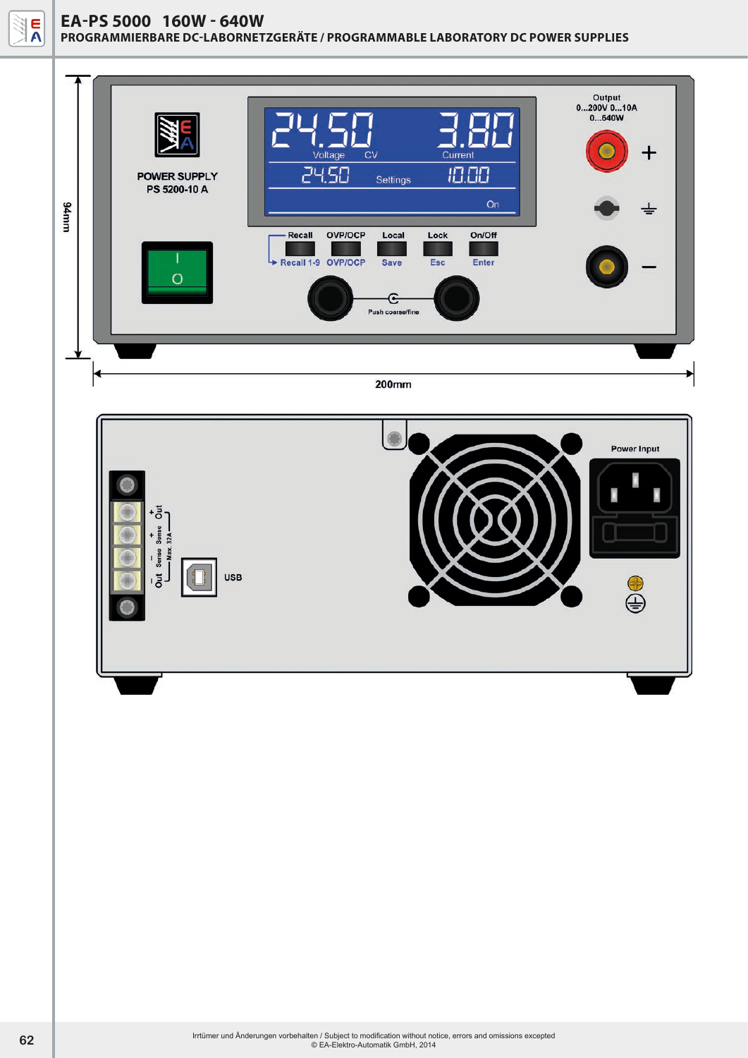# EA-PS 5000 160W - 640W

## PROGRAMMIERBARE DC-LABORNETZGERÄTE / PROGRAMMABLE LABORATORY DC POWER SUPPLIES

POWER SUPPLY
PS 5200-10 A

24.50 Voltage CV 3.80 Current

24.50 Settings 10.00

On

Output
0...200V 0...10A
0...640W

Recall | OVP/OCP | Local | Lock | On/Off

Recall 1-9 | OVP/OCP | Save | Esc | Enter

Push coarse/fine

94mm

200mm

Power Input

USB

+ Out, + Sense, - Sense, - Out, Max. 32A

Irrtümer und Änderungen vorbehalten / Subject to modification without notice, errors and omissions excepted
© EA-Elektro-Automatik GmbH, 2014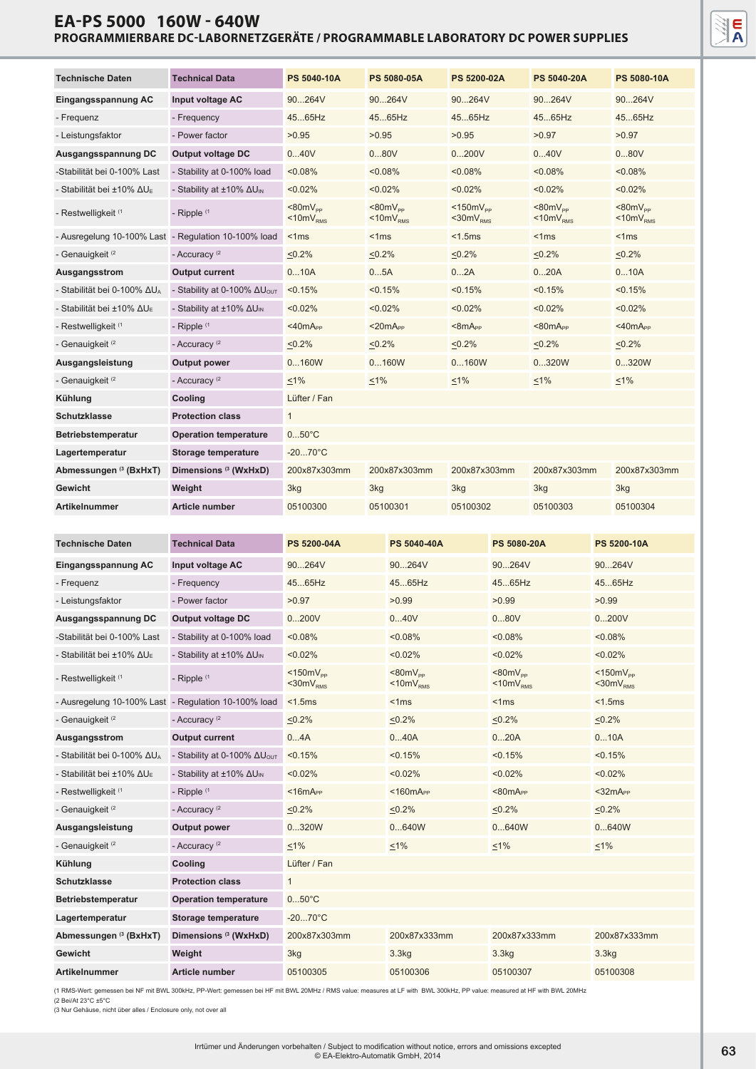# EA-PS 5000 160W - 640W

## PROGRAMMIERBARE DC-LABORNETZGERÄTE / PROGRAMMABLE LABORATORY DC POWER SUPPLIES

| Technische Daten | Technical Data | PS 5040-10A | PS 5080-05A | PS 5200-02A | PS 5040-20A | PS 5080-10A |
|---|---|---|---|---|---|---|
| **Eingangsspannung AC** | **Input voltage AC** | 90...264V | 90...264V | 90...264V | 90...264V | 90...264V |
| - Frequenz | - Frequency | 45...65Hz | 45...65Hz | 45...65Hz | 45...65Hz | 45...65Hz |
| - Leistungsfaktor | - Power factor | >0.95 | >0.95 | >0.95 | >0.97 | >0.97 |
| **Ausgangsspannung DC** | **Output voltage DC** | 0...40V | 0...80V | 0...200V | 0...40V | 0...80V |
| -Stabilität bei 0-100% Last | - Stability at 0-100% load | <0.08% | <0.08% | <0.08% | <0.08% | <0.08% |
| - Stabilität bei ±10% $\Delta U_E$ | - Stability at ±10% $\Delta U_{IN}$ | <0.02% | <0.02% | <0.02% | <0.02% | <0.02% |
| - Restwelligkeit [1] | - Ripple [1] | $<80mV_{PP}$ $<10mV_{RMS}$ | $<80mV_{PP}$ $<10mV_{RMS}$ | $<150mV_{PP}$ $<30mV_{RMS}$ | $<80mV_{PP}$ $<10mV_{RMS}$ | $<80mV_{PP}$ $<10mV_{RMS}$ |
| - Ausregelung 10-100% Last | - Regulation 10-100% load | <1ms | <1ms | <1.5ms | <1ms | <1ms |
| - Genauigkeit [2] | - Accuracy [2] | ≤0.2% | ≤0.2% | ≤0.2% | ≤0.2% | ≤0.2% |
| **Ausgangsstrom** | **Output current** | 0...10A | 0...5A | 0...2A | 0...20A | 0...10A |
| - Stabilität bei 0-100% $\Delta U_A$ | - Stability at 0-100% $\Delta U_{OUT}$ | <0.15% | <0.15% | <0.15% | <0.15% | <0.15% |
| - Stabilität bei ±10% $\Delta U_E$ | - Stability at ±10% $\Delta U_{IN}$ | <0.02% | <0.02% | <0.02% | <0.02% | <0.02% |
| - Restwelligkeit [1] | - Ripple [1] | $<40mA_{PP}$ | $<20mA_{PP}$ | $<8mA_{PP}$ | $<80mA_{PP}$ | $<40mA_{PP}$ |
| - Genauigkeit [2] | - Accuracy [2] | ≤0.2% | ≤0.2% | ≤0.2% | ≤0.2% | ≤0.2% |
| **Ausgangsleistung** | **Output power** | 0...160W | 0...160W | 0...160W | 0...320W | 0...320W |
| - Genauigkeit [2] | - Accuracy [2] | ≤1% | ≤1% | ≤1% | ≤1% | ≤1% |
| **Kühlung** | **Cooling** | Lüfter / Fan | | | | |
| **Schutzklasse** | **Protection class** | 1 | | | | |
| **Betriebstemperatur** | **Operation temperature** | 0...50°C | | | | |
| **Lagertemperatur** | **Storage temperature** | -20...70°C | | | | |
| **Abmessungen [3] (BxHxT)** | **Dimensions [3] (WxHxD)** | 200x87x303mm | 200x87x303mm | 200x87x303mm | 200x87x303mm | 200x87x303mm |
| **Gewicht** | **Weight** | 3kg | 3kg | 3kg | 3kg | 3kg |
| **Artikelnummer** | **Article number** | 05100300 | 05100301 | 05100302 | 05100303 | 05100304 |

| Technische Daten | Technical Data | PS 5200-04A | PS 5040-40A | PS 5080-20A | PS 5200-10A |
|---|---|---|---|---|---|
| **Eingangsspannung AC** | **Input voltage AC** | 90...264V | 90...264V | 90...264V | 90...264V |
| - Frequenz | - Frequency | 45...65Hz | 45...65Hz | 45...65Hz | 45...65Hz |
| - Leistungsfaktor | - Power factor | >0.97 | >0.99 | >0.99 | >0.99 |
| **Ausgangsspannung DC** | **Output voltage DC** | 0...200V | 0...40V | 0...80V | 0...200V |
| -Stabilität bei 0-100% Last | - Stability at 0-100% load | <0.08% | <0.08% | <0.08% | <0.08% |
| - Stabilität bei ±10% $\Delta U_E$ | - Stability at ±10% $\Delta U_{IN}$ | <0.02% | <0.02% | <0.02% | <0.02% |
| - Restwelligkeit [1] | - Ripple [1] | $<150mV_{PP}$ $<30mV_{RMS}$ | $<80mV_{PP}$ $<10mV_{RMS}$ | $<80mV_{PP}$ $<10mV_{RMS}$ | $<150mV_{PP}$ $<30mV_{RMS}$ |
| - Ausregelung 10-100% Last | - Regulation 10-100% load | <1.5ms | <1ms | <1ms | <1.5ms |
| - Genauigkeit [2] | - Accuracy [2] | ≤0.2% | ≤0.2% | ≤0.2% | ≤0.2% |
| **Ausgangsstrom** | **Output current** | 0...4A | 0...40A | 0...20A | 0...10A |
| - Stabilität bei 0-100% $\Delta U_A$ | - Stability at 0-100% $\Delta U_{OUT}$ | <0.15% | <0.15% | <0.15% | <0.15% |
| - Stabilität bei ±10% $\Delta U_E$ | - Stability at ±10% $\Delta U_{IN}$ | <0.02% | <0.02% | <0.02% | <0.02% |
| - Restwelligkeit [1] | - Ripple [1] | $<16mA_{PP}$ | $<160mA_{PP}$ | $<80mA_{PP}$ | $<32mA_{PP}$ |
| - Genauigkeit [2] | - Accuracy [2] | ≤0.2% | ≤0.2% | ≤0.2% | ≤0.2% |
| **Ausgangsleistung** | **Output power** | 0...320W | 0...640W | 0...640W | 0...640W |
| - Genauigkeit [2] | - Accuracy [2] | ≤1% | ≤1% | ≤1% | ≤1% |
| **Kühlung** | **Cooling** | Lüfter / Fan | | | |
| **Schutzklasse** | **Protection class** | 1 | | | |
| **Betriebstemperatur** | **Operation temperature** | 0...50°C | | | |
| **Lagertemperatur** | **Storage temperature** | -20...70°C | | | |
| **Abmessungen [3] (BxHxT)** | **Dimensions [3] (WxHxD)** | 200x87x303mm | 200x87x333mm | 200x87x333mm | 200x87x333mm |
| **Gewicht** | **Weight** | 3kg | 3.3kg | 3.3kg | 3.3kg |
| **Artikelnummer** | **Article number** | 05100305 | 05100306 | 05100307 | 05100308 |

(1 RMS-Wert: gemessen bei NF mit BWL 300kHz, PP-Wert: gemessen bei HF mit BWL 20MHz / RMS value: measures at LF with BWL 300kHz, PP value: measured at HF with BWL 20MHz
(2 Bei/At 23°C ±5°C
(3 Nur Gehäuse, nicht über alles / Enclosure only, not over all

Irrtümer und Änderungen vorbehalten / Subject to modification without notice, errors and omissions excepted
© EA-Elektro-Automatik GmbH, 2014